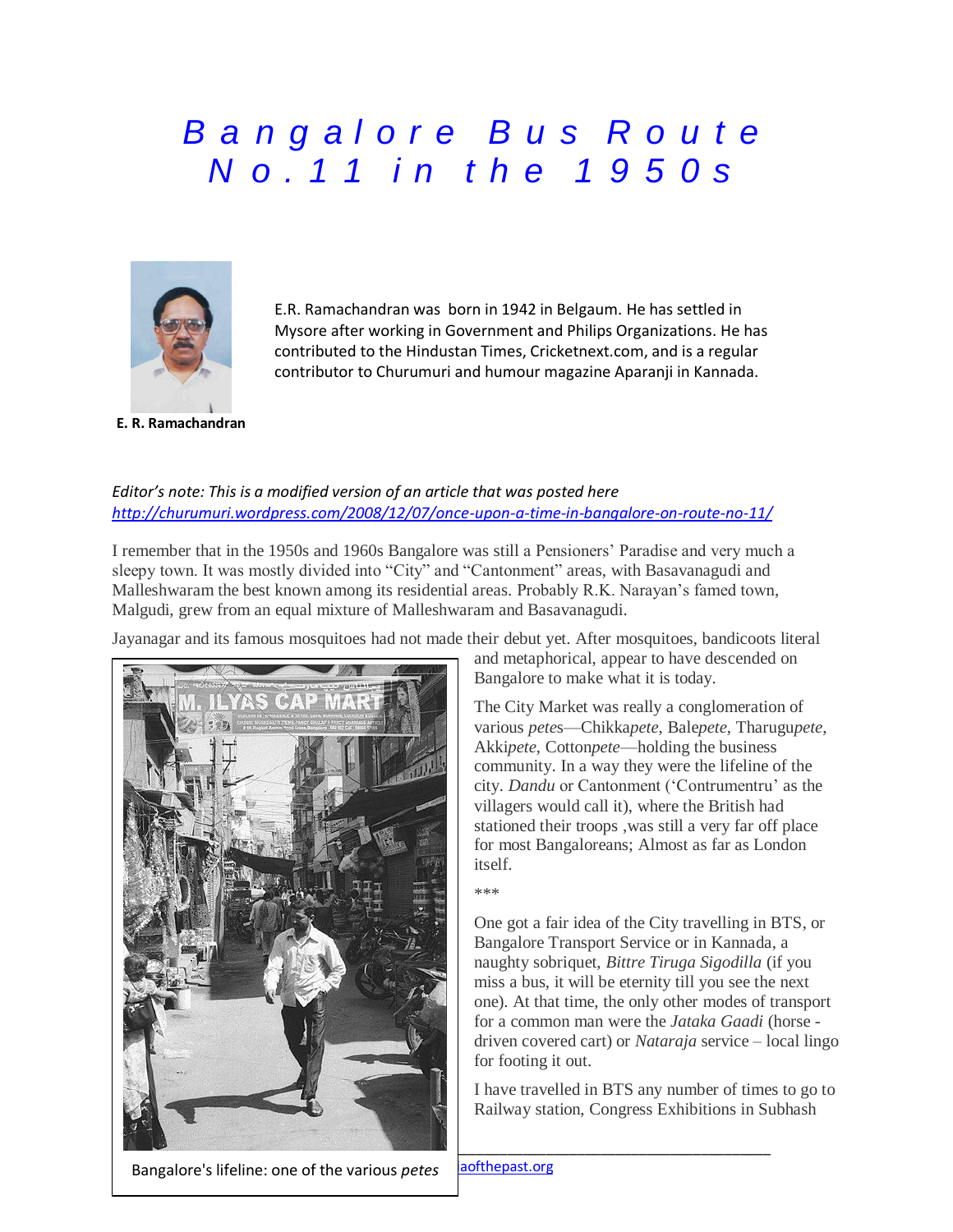# Bangalore Bus Route No.11 in the 1950s

E.R. Ramachandran was born in 1942 in Belgaum. He has settled in Mysore after working in Government and Philips Organizations. He has contributed to the Hindustan Times, Cricketnext.com, and is a regular contributor to Churumuri and humour magazine Aparanji in Kannada.

**E. R. Ramachandran**

*Editor's note: This is a modified version of an article that was posted here [http://churumuri.wordpress.com/2008/12/07/once-upon-a-time-in-bangalore-on-route-no-11/](http://churumuri.wordpress.com/2008/12/07/once-upon-a-time-in-bangalore-on-route-no-11/)*

I remember that in the 1950s and 1960s Bangalore was still a Pensioners' Paradise and very much a sleepy town. It was mostly divided into "City" and "Cantonment" areas, with Basavanagudi and Malleshwaram the best known among its residential areas. Probably R.K. Narayan's famed town, Malgudi, grew from an equal mixture of Malleshwaram and Basavanagudi.

Jayanagar and its famous mosquitoes had not made their debut yet. After mosquitoes, bandicoots literal and metaphorical, appear to have descended on Bangalore to make what it is today.

Bangalore's lifeline: one of the various *petes*

The City Market was really a conglomeration of various *petes*—Chikka*pete*, Bale*pete*, Tharugu*pete*, Akki*pete*, Cotton*pete*—holding the business community. In a way they were the lifeline of the city. *Dandu* or Cantonment ('Contrumentru' as the villagers would call it), where the British had stationed their troops ,was still a very far off place for most Bangaloreans; Almost as far as London itself.

\*\*\*

One got a fair idea of the City travelling in BTS, or Bangalore Transport Service or in Kannada, a naughty sobriquet, *Bittre Tiruga Sigodilla* (if you miss a bus, it will be eternity till you see the next one). At that time, the only other modes of transport for a common man were the *Jataka Gaadi* (horse - driven covered cart) or *Nataraja* service – local lingo for footing it out.

I have travelled in BTS any number of times to go to Railway station, Congress Exhibitions in Subhash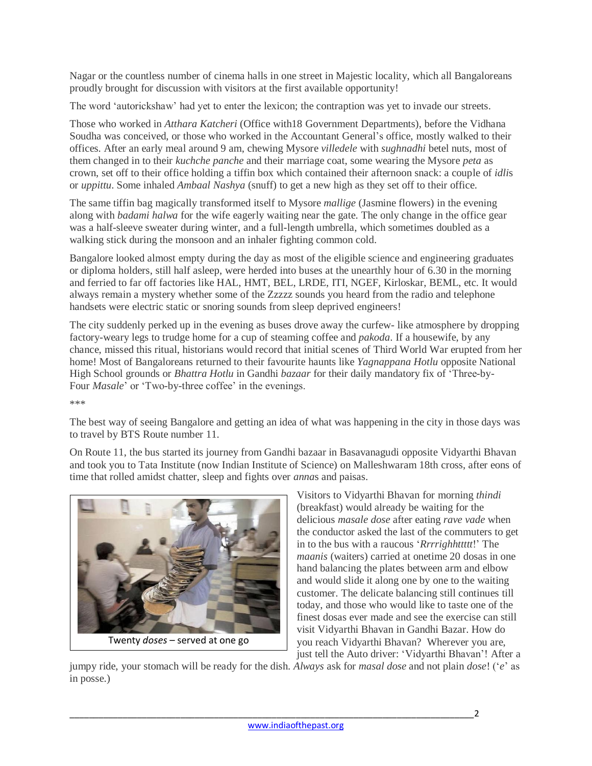Nagar or the countless number of cinema halls in one street in Majestic locality, which all Bangaloreans proudly brought for discussion with visitors at the first available opportunity!

The word 'autorickshaw' had yet to enter the lexicon; the contraption was yet to invade our streets.

Those who worked in *Atthara Katcheri* (Office with18 Government Departments), before the Vidhana Soudha was conceived, or those who worked in the Accountant General's office, mostly walked to their offices. After an early meal around 9 am, chewing Mysore *villedele* with *sughnadhi* betel nuts, most of them changed in to their *kuchche panche* and their marriage coat, some wearing the Mysore *peta* as crown, set off to their office holding a tiffin box which contained their afternoon snack: a couple of *idli*s or *uppittu*. Some inhaled *Ambaal Nashya* (snuff) to get a new high as they set off to their office.

The same tiffin bag magically transformed itself to Mysore *mallige* (Jasmine flowers) in the evening along with *badami halwa* for the wife eagerly waiting near the gate. The only change in the office gear was a half-sleeve sweater during winter, and a full-length umbrella, which sometimes doubled as a walking stick during the monsoon and an inhaler fighting common cold.

Bangalore looked almost empty during the day as most of the eligible science and engineering graduates or diploma holders, still half asleep, were herded into buses at the unearthly hour of 6.30 in the morning and ferried to far off factories like HAL, HMT, BEL, LRDE, ITI, NGEF, Kirloskar, BEML, etc. It would always remain a mystery whether some of the Zzzzz sounds you heard from the radio and telephone handsets were electric static or snoring sounds from sleep deprived engineers!

The city suddenly perked up in the evening as buses drove away the curfew- like atmosphere by dropping factory-weary legs to trudge home for a cup of steaming coffee and *pakoda*. If a housewife, by any chance, missed this ritual, historians would record that initial scenes of Third World War erupted from her home! Most of Bangaloreans returned to their favourite haunts like *Yagnappana Hotlu* opposite National High School grounds or *Bhattra Hotlu* in Gandhi *bazaar* for their daily mandatory fix of 'Three-by-Four *Masale*' or 'Two-by-three coffee' in the evenings.

\*\*\*

The best way of seeing Bangalore and getting an idea of what was happening in the city in those days was to travel by BTS Route number 11.

On Route 11, the bus started its journey from Gandhi bazaar in Basavanagudi opposite Vidyarthi Bhavan and took you to Tata Institute (now Indian Institute of Science) on Malleshwaram 18th cross, after eons of time that rolled amidst chatter, sleep and fights over *anna*s and paisas.

Twenty *doses* – served at one go

Visitors to Vidyarthi Bhavan for morning *thindi* (breakfast) would already be waiting for the delicious *masale dose* after eating *rave vade* when the conductor asked the last of the commuters to get in to the bus with a raucous '*Rrrrighhttttt*!' The *maanis* (waiters) carried at onetime 20 dosas in one hand balancing the plates between arm and elbow and would slide it along one by one to the waiting customer. The delicate balancing still continues till today, and those who would like to taste one of the finest dosas ever made and see the exercise can still visit Vidyarthi Bhavan in Gandhi Bazar. How do you reach Vidyarthi Bhavan? Wherever you are, just tell the Auto driver: 'Vidyarthi Bhavan'! After a jumpy ride, your stomach will be ready for the dish. *Always* ask for *masal dose* and not plain *dose*! ('*e*' as in posse.)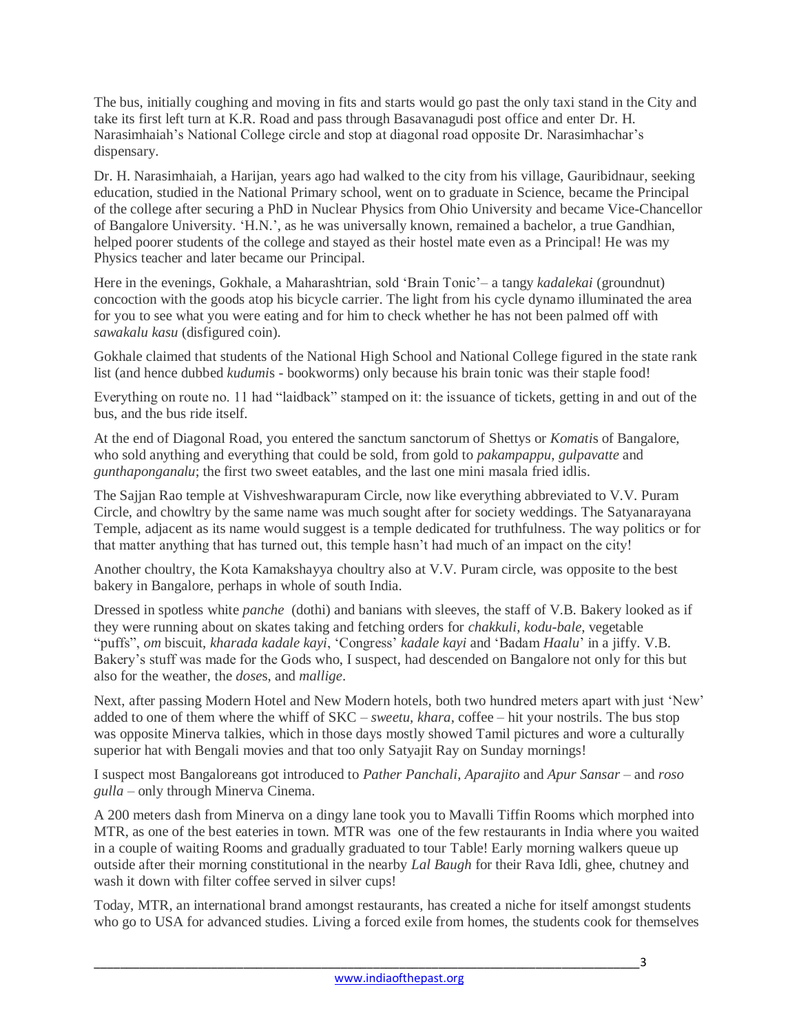The bus, initially coughing and moving in fits and starts would go past the only taxi stand in the City and take its first left turn at K.R. Road and pass through Basavanagudi post office and enter Dr. H. Narasimhaiah's National College circle and stop at diagonal road opposite Dr. Narasimhachar's dispensary.

Dr. H. Narasimhaiah, a Harijan, years ago had walked to the city from his village, Gauribidnaur, seeking education, studied in the National Primary school, went on to graduate in Science, became the Principal of the college after securing a PhD in Nuclear Physics from Ohio University and became Vice-Chancellor of Bangalore University. 'H.N.', as he was universally known, remained a bachelor, a true Gandhian, helped poorer students of the college and stayed as their hostel mate even as a Principal! He was my Physics teacher and later became our Principal.

Here in the evenings, Gokhale, a Maharashtrian, sold 'Brain Tonic'– a tangy *kadalekai* (groundnut) concoction with the goods atop his bicycle carrier. The light from his cycle dynamo illuminated the area for you to see what you were eating and for him to check whether he has not been palmed off with *sawakalu kasu* (disfigured coin).

Gokhale claimed that students of the National High School and National College figured in the state rank list (and hence dubbed *kudumi*s - bookworms) only because his brain tonic was their staple food!

Everything on route no. 11 had "laidback" stamped on it: the issuance of tickets, getting in and out of the bus, and the bus ride itself.

At the end of Diagonal Road, you entered the sanctum sanctorum of Shettys or *Komati*s of Bangalore, who sold anything and everything that could be sold, from gold to *pakampappu*, *gulpavatte* and *gunthaponganalu*; the first two sweet eatables, and the last one mini masala fried idlis.

The Sajjan Rao temple at Vishveshwarapuram Circle, now like everything abbreviated to V.V. Puram Circle, and chowltry by the same name was much sought after for society weddings. The Satyanarayana Temple, adjacent as its name would suggest is a temple dedicated for truthfulness. The way politics or for that matter anything that has turned out, this temple hasn't had much of an impact on the city!

Another choultry, the Kota Kamakshayya choultry also at V.V. Puram circle, was opposite to the best bakery in Bangalore, perhaps in whole of south India.

Dressed in spotless white *panche* (dothi) and banians with sleeves, the staff of V.B. Bakery looked as if they were running about on skates taking and fetching orders for *chakkuli*, *kodu-bale*, vegetable "puffs", *om* biscuit, *kharada kadale kayi*, 'Congress' *kadale kayi* and 'Badam *Haalu*' in a jiffy. V.B. Bakery's stuff was made for the Gods who, I suspect, had descended on Bangalore not only for this but also for the weather, the *dose*s, and *mallige*.

Next, after passing Modern Hotel and New Modern hotels, both two hundred meters apart with just 'New' added to one of them where the whiff of SKC – *sweetu, khara*, coffee – hit your nostrils. The bus stop was opposite Minerva talkies, which in those days mostly showed Tamil pictures and wore a culturally superior hat with Bengali movies and that too only Satyajit Ray on Sunday mornings!

I suspect most Bangaloreans got introduced to *Pather Panchali*, *Aparajito* and *Apur Sansar* – and *roso gulla* – only through Minerva Cinema.

A 200 meters dash from Minerva on a dingy lane took you to Mavalli Tiffin Rooms which morphed into MTR, as one of the best eateries in town. MTR was one of the few restaurants in India where you waited in a couple of waiting Rooms and gradually graduated to tour Table! Early morning walkers queue up outside after their morning constitutional in the nearby *Lal Baugh* for their Rava Idli, ghee, chutney and wash it down with filter coffee served in silver cups!

Today, MTR, an international brand amongst restaurants, has created a niche for itself amongst students who go to USA for advanced studies. Living a forced exile from homes, the students cook for themselves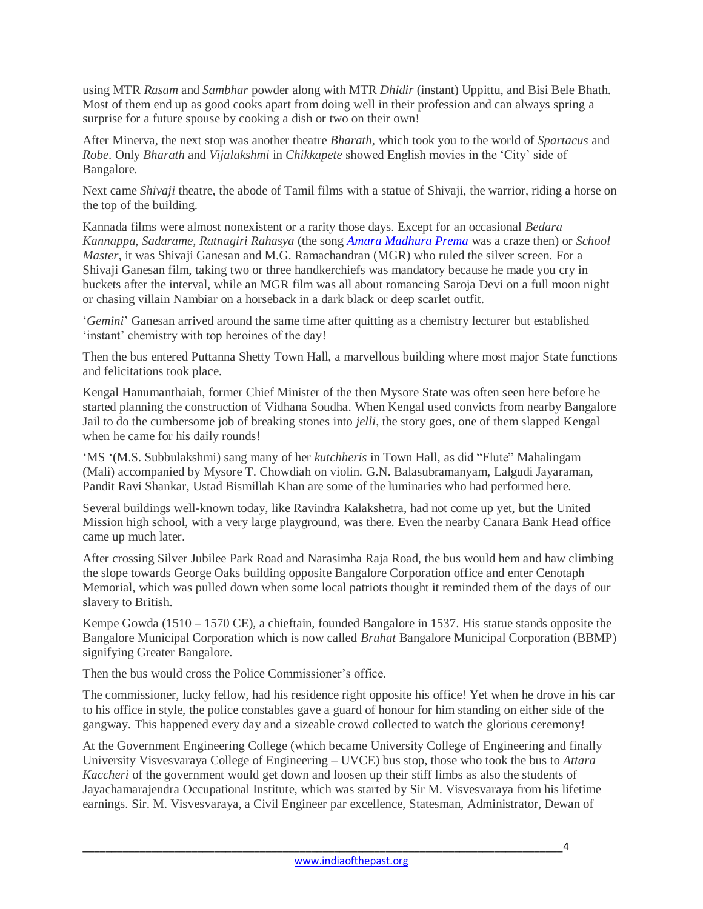using MTR *Rasam* and *Sambhar* powder along with MTR *Dhidir* (instant) Uppittu, and Bisi Bele Bhath. Most of them end up as good cooks apart from doing well in their profession and can always spring a surprise for a future spouse by cooking a dish or two on their own!

After Minerva, the next stop was another theatre *Bharath*, which took you to the world of *Spartacus* and *Robe*. Only *Bharath* and *Vijalakshmi* in *Chikkapete* showed English movies in the 'City' side of Bangalore.

Next came *Shivaji* theatre, the abode of Tamil films with a statue of Shivaji, the warrior, riding a horse on the top of the building.

Kannada films were almost nonexistent or a rarity those days. Except for an occasional *Bedara Kannappa, Sadarame, Ratnagiri Rahasya* (the song *Amara Madhura Prema* was a craze then) or *School Master*, it was Shivaji Ganesan and M.G. Ramachandran (MGR) who ruled the silver screen. For a Shivaji Ganesan film, taking two or three handkerchiefs was mandatory because he made you cry in buckets after the interval, while an MGR film was all about romancing Saroja Devi on a full moon night or chasing villain Nambiar on a horseback in a dark black or deep scarlet outfit.

'*Gemini*' Ganesan arrived around the same time after quitting as a chemistry lecturer but established 'instant' chemistry with top heroines of the day!

Then the bus entered Puttanna Shetty Town Hall, a marvellous building where most major State functions and felicitations took place.

Kengal Hanumanthaiah, former Chief Minister of the then Mysore State was often seen here before he started planning the construction of Vidhana Soudha. When Kengal used convicts from nearby Bangalore Jail to do the cumbersome job of breaking stones into *jelli*, the story goes, one of them slapped Kengal when he came for his daily rounds!

'MS '(M.S. Subbulakshmi) sang many of her *kutchheris* in Town Hall, as did "Flute" Mahalingam (Mali) accompanied by Mysore T. Chowdiah on violin. G.N. Balasubramanyam, Lalgudi Jayaraman, Pandit Ravi Shankar, Ustad Bismillah Khan are some of the luminaries who had performed here.

Several buildings well-known today, like Ravindra Kalakshetra, had not come up yet, but the United Mission high school, with a very large playground, was there. Even the nearby Canara Bank Head office came up much later.

After crossing Silver Jubilee Park Road and Narasimha Raja Road, the bus would hem and haw climbing the slope towards George Oaks building opposite Bangalore Corporation office and enter Cenotaph Memorial, which was pulled down when some local patriots thought it reminded them of the days of our slavery to British.

Kempe Gowda (1510 – 1570 CE), a chieftain, founded Bangalore in 1537. His statue stands opposite the Bangalore Municipal Corporation which is now called *Bruhat* Bangalore Municipal Corporation (BBMP) signifying Greater Bangalore.

Then the bus would cross the Police Commissioner's office.

The commissioner, lucky fellow, had his residence right opposite his office! Yet when he drove in his car to his office in style, the police constables gave a guard of honour for him standing on either side of the gangway. This happened every day and a sizeable crowd collected to watch the glorious ceremony!

At the Government Engineering College (which became University College of Engineering and finally University Visvesvaraya College of Engineering – UVCE) bus stop, those who took the bus to *Attara Kaccheri* of the government would get down and loosen up their stiff limbs as also the students of Jayachamarajendra Occupational Institute, which was started by Sir M. Visvesvaraya from his lifetime earnings. Sir. M. Visvesvaraya, a Civil Engineer par excellence, Statesman, Administrator, Dewan of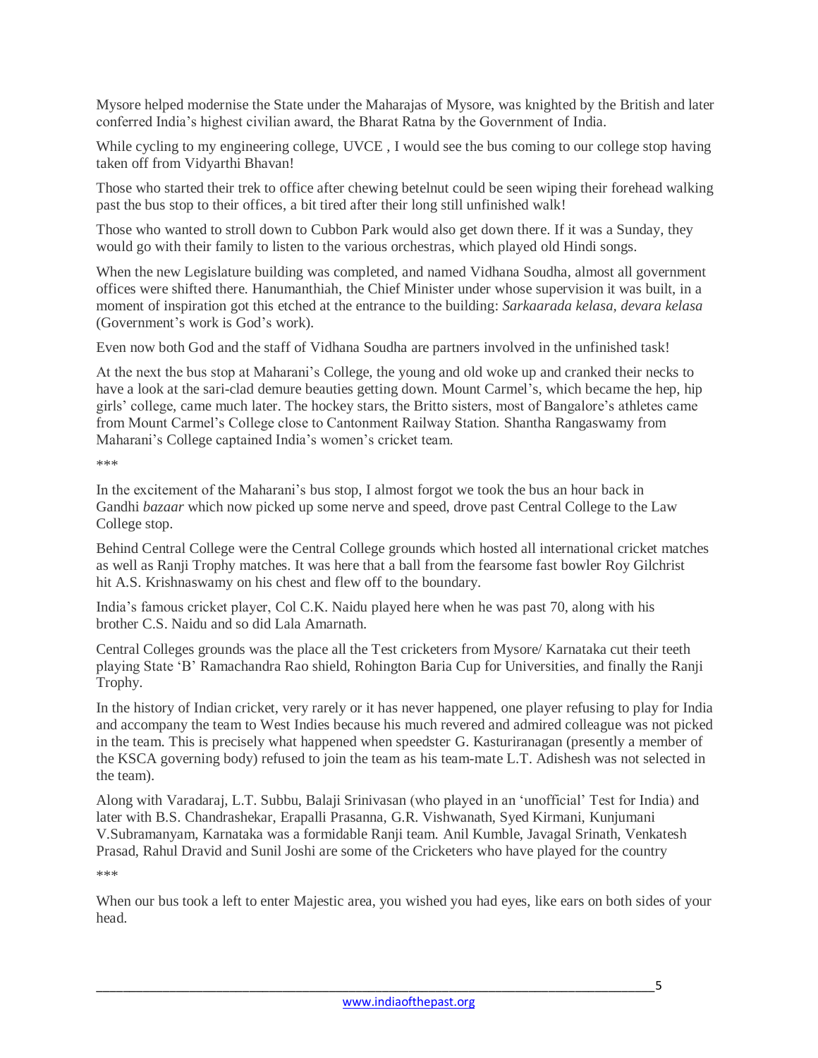Mysore helped modernise the State under the Maharajas of Mysore, was knighted by the British and later conferred India's highest civilian award, the Bharat Ratna by the Government of India.

While cycling to my engineering college, UVCE , I would see the bus coming to our college stop having taken off from Vidyarthi Bhavan!

Those who started their trek to office after chewing betelnut could be seen wiping their forehead walking past the bus stop to their offices, a bit tired after their long still unfinished walk!

Those who wanted to stroll down to Cubbon Park would also get down there. If it was a Sunday, they would go with their family to listen to the various orchestras, which played old Hindi songs.

When the new Legislature building was completed, and named Vidhana Soudha, almost all government offices were shifted there. Hanumanthiah, the Chief Minister under whose supervision it was built, in a moment of inspiration got this etched at the entrance to the building: *Sarkaarada kelasa, devara kelasa* (Government's work is God's work).

Even now both God and the staff of Vidhana Soudha are partners involved in the unfinished task!

At the next the bus stop at Maharani's College, the young and old woke up and cranked their necks to have a look at the sari-clad demure beauties getting down. Mount Carmel's, which became the hep, hip girls' college, came much later. The hockey stars, the Britto sisters, most of Bangalore's athletes came from Mount Carmel's College close to Cantonment Railway Station. Shantha Rangaswamy from Maharani's College captained India's women's cricket team.

***

In the excitement of the Maharani's bus stop, I almost forgot we took the bus an hour back in Gandhi *bazaar* which now picked up some nerve and speed, drove past Central College to the Law College stop.

Behind Central College were the Central College grounds which hosted all international cricket matches as well as Ranji Trophy matches. It was here that a ball from the fearsome fast bowler Roy Gilchrist hit A.S. Krishnaswamy on his chest and flew off to the boundary.

India's famous cricket player, Col C.K. Naidu played here when he was past 70, along with his brother C.S. Naidu and so did Lala Amarnath.

Central Colleges grounds was the place all the Test cricketers from Mysore/ Karnataka cut their teeth playing State 'B' Ramachandra Rao shield, Rohington Baria Cup for Universities, and finally the Ranji Trophy.

In the history of Indian cricket, very rarely or it has never happened, one player refusing to play for India and accompany the team to West Indies because his much revered and admired colleague was not picked in the team. This is precisely what happened when speedster G. Kasturiranagan (presently a member of the KSCA governing body) refused to join the team as his team-mate L.T. Adishesh was not selected in the team).

Along with Varadaraj, L.T. Subbu, Balaji Srinivasan (who played in an 'unofficial' Test for India) and later with B.S. Chandrashekar, Erapalli Prasanna, G.R. Vishwanath, Syed Kirmani, Kunjumani V.Subramanyam, Karnataka was a formidable Ranji team. Anil Kumble, Javagal Srinath, Venkatesh Prasad, Rahul Dravid and Sunil Joshi are some of the Cricketers who have played for the country

***

When our bus took a left to enter Majestic area, you wished you had eyes, like ears on both sides of your head.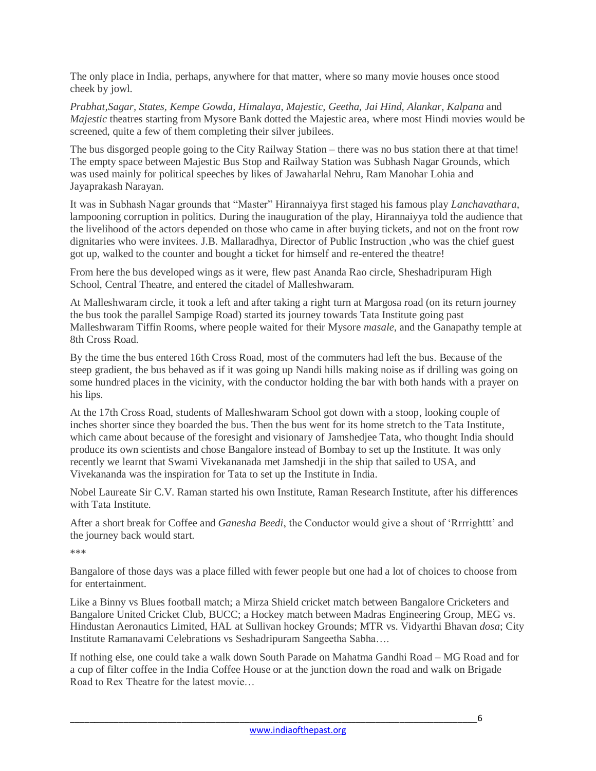The only place in India, perhaps, anywhere for that matter, where so many movie houses once stood cheek by jowl.

*Prabhat,Sagar, States, Kempe Gowda, Himalaya, Majestic, Geetha, Jai Hind, Alankar, Kalpana* and *Majestic* theatres starting from Mysore Bank dotted the Majestic area, where most Hindi movies would be screened, quite a few of them completing their silver jubilees.

The bus disgorged people going to the City Railway Station – there was no bus station there at that time! The empty space between Majestic Bus Stop and Railway Station was Subhash Nagar Grounds, which was used mainly for political speeches by likes of Jawaharlal Nehru, Ram Manohar Lohia and Jayaprakash Narayan.

It was in Subhash Nagar grounds that "Master" Hirannaiyya first staged his famous play *Lanchavathara*, lampooning corruption in politics. During the inauguration of the play, Hirannaiyya told the audience that the livelihood of the actors depended on those who came in after buying tickets, and not on the front row dignitaries who were invitees. J.B. Mallaradhya, Director of Public Instruction ,who was the chief guest got up, walked to the counter and bought a ticket for himself and re-entered the theatre!

From here the bus developed wings as it were, flew past Ananda Rao circle, Sheshadripuram High School, Central Theatre, and entered the citadel of Malleshwaram.

At Malleshwaram circle, it took a left and after taking a right turn at Margosa road (on its return journey the bus took the parallel Sampige Road) started its journey towards Tata Institute going past Malleshwaram Tiffin Rooms, where people waited for their Mysore *masale*, and the Ganapathy temple at 8th Cross Road.

By the time the bus entered 16th Cross Road, most of the commuters had left the bus. Because of the steep gradient, the bus behaved as if it was going up Nandi hills making noise as if drilling was going on some hundred places in the vicinity, with the conductor holding the bar with both hands with a prayer on his lips.

At the 17th Cross Road, students of Malleshwaram School got down with a stoop, looking couple of inches shorter since they boarded the bus. Then the bus went for its home stretch to the Tata Institute, which came about because of the foresight and visionary of Jamshedjee Tata, who thought India should produce its own scientists and chose Bangalore instead of Bombay to set up the Institute. It was only recently we learnt that Swami Vivekananada met Jamshedji in the ship that sailed to USA, and Vivekananda was the inspiration for Tata to set up the Institute in India.

Nobel Laureate Sir C.V. Raman started his own Institute, Raman Research Institute, after his differences with Tata Institute.

After a short break for Coffee and *Ganesha Beedi*, the Conductor would give a shout of 'Rrrrighttt' and the journey back would start.

***

Bangalore of those days was a place filled with fewer people but one had a lot of choices to choose from for entertainment.

Like a Binny vs Blues football match; a Mirza Shield cricket match between Bangalore Cricketers and Bangalore United Cricket Club, BUCC; a Hockey match between Madras Engineering Group, MEG vs. Hindustan Aeronautics Limited, HAL at Sullivan hockey Grounds; MTR vs. Vidyarthi Bhavan *dosa*; City Institute Ramanavami Celebrations vs Seshadripuram Sangeetha Sabha….

If nothing else, one could take a walk down South Parade on Mahatma Gandhi Road – MG Road and for a cup of filter coffee in the India Coffee House or at the junction down the road and walk on Brigade Road to Rex Theatre for the latest movie…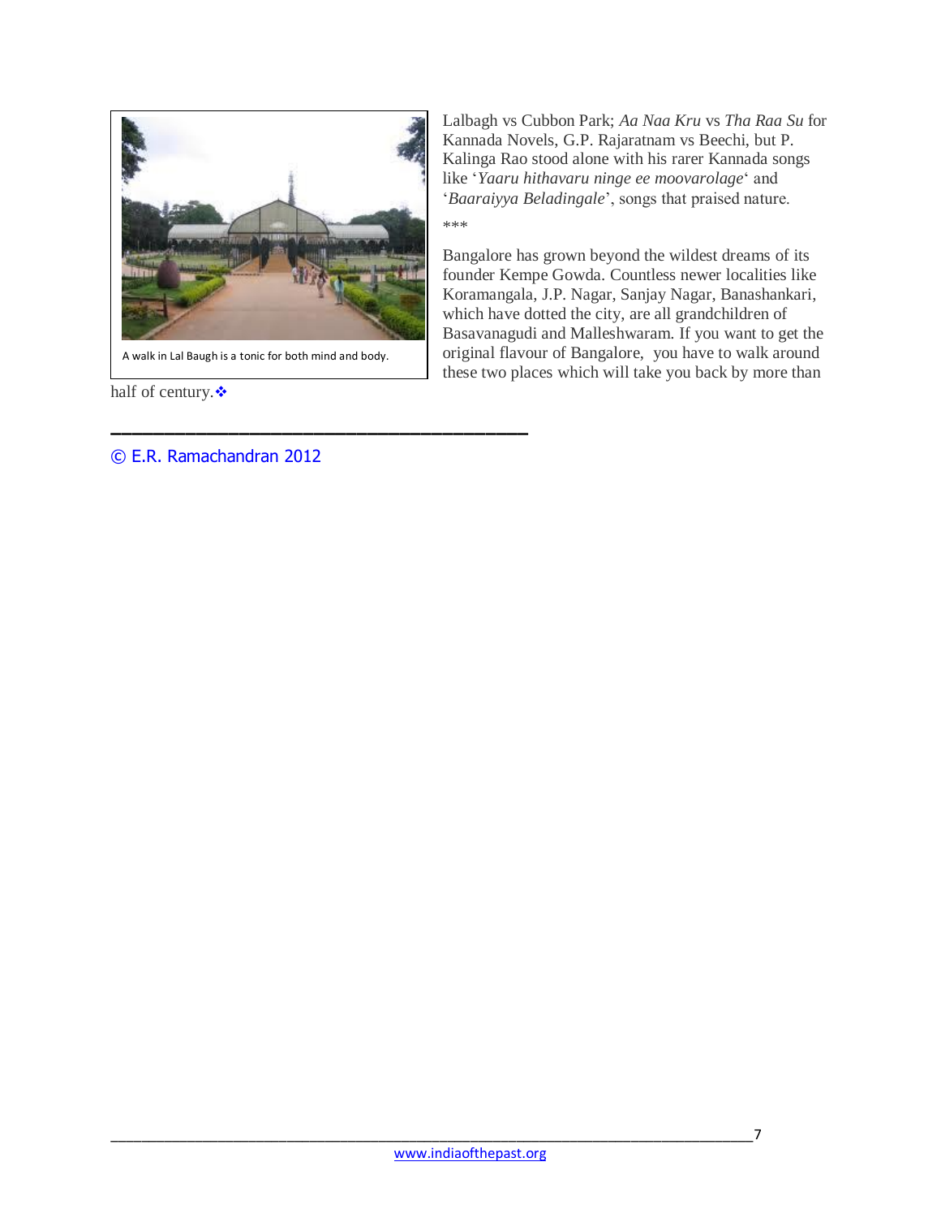A walk in Lal Baugh is a tonic for both mind and body.

Lalbagh vs Cubbon Park; *Aa Naa Kru* vs *Tha Raa Su* for Kannada Novels, G.P. Rajaratnam vs Beechi, but P. Kalinga Rao stood alone with his rarer Kannada songs like '*Yaaru hithavaru ninge ee moovarolage*' and '*Baaraiyya Beladingale*', songs that praised nature.

\*\*\*

Bangalore has grown beyond the wildest dreams of its founder Kempe Gowda. Countless newer localities like Koramangala, J.P. Nagar, Sanjay Nagar, Banashankari, which have dotted the city, are all grandchildren of Basavanagudi and Malleshwaram. If you want to get the original flavour of Bangalore, you have to walk around these two places which will take you back by more than half of century.❖

---

© E.R. Ramachandran 2012